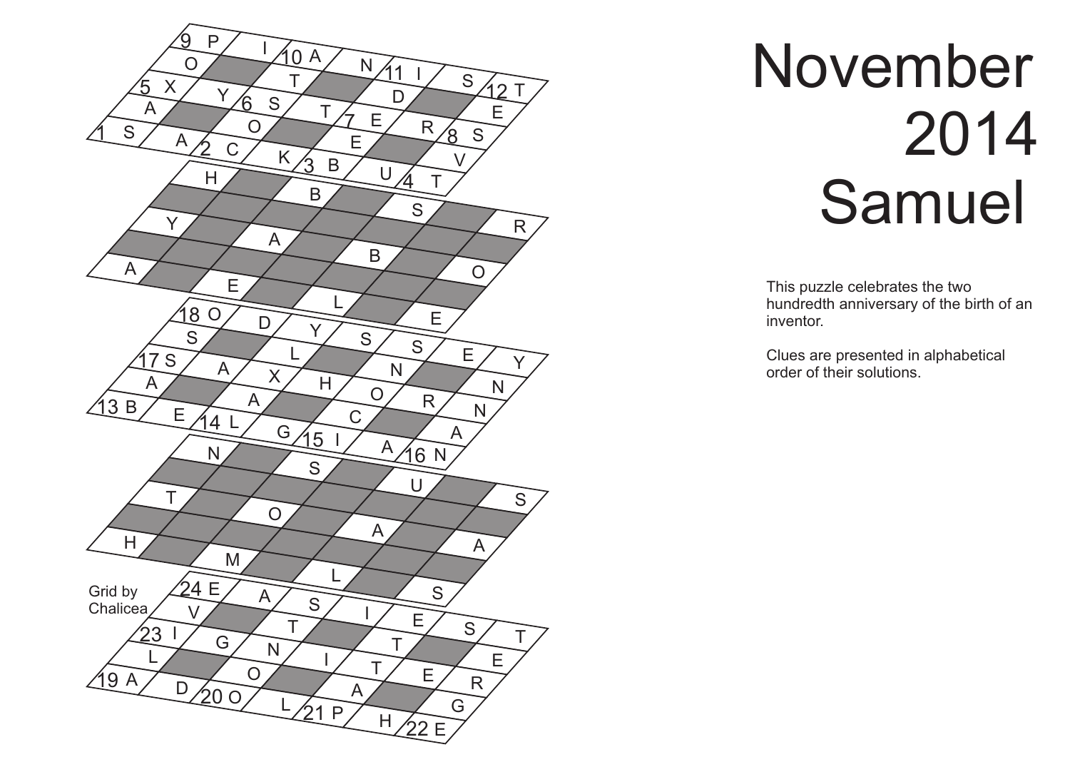# November 2014 Samuel

This puzzle celebrates the two hundredth anniversary of the birth of an inventor.

Clues are presented in alphabetical order of their solutions.

Grid by Chalicea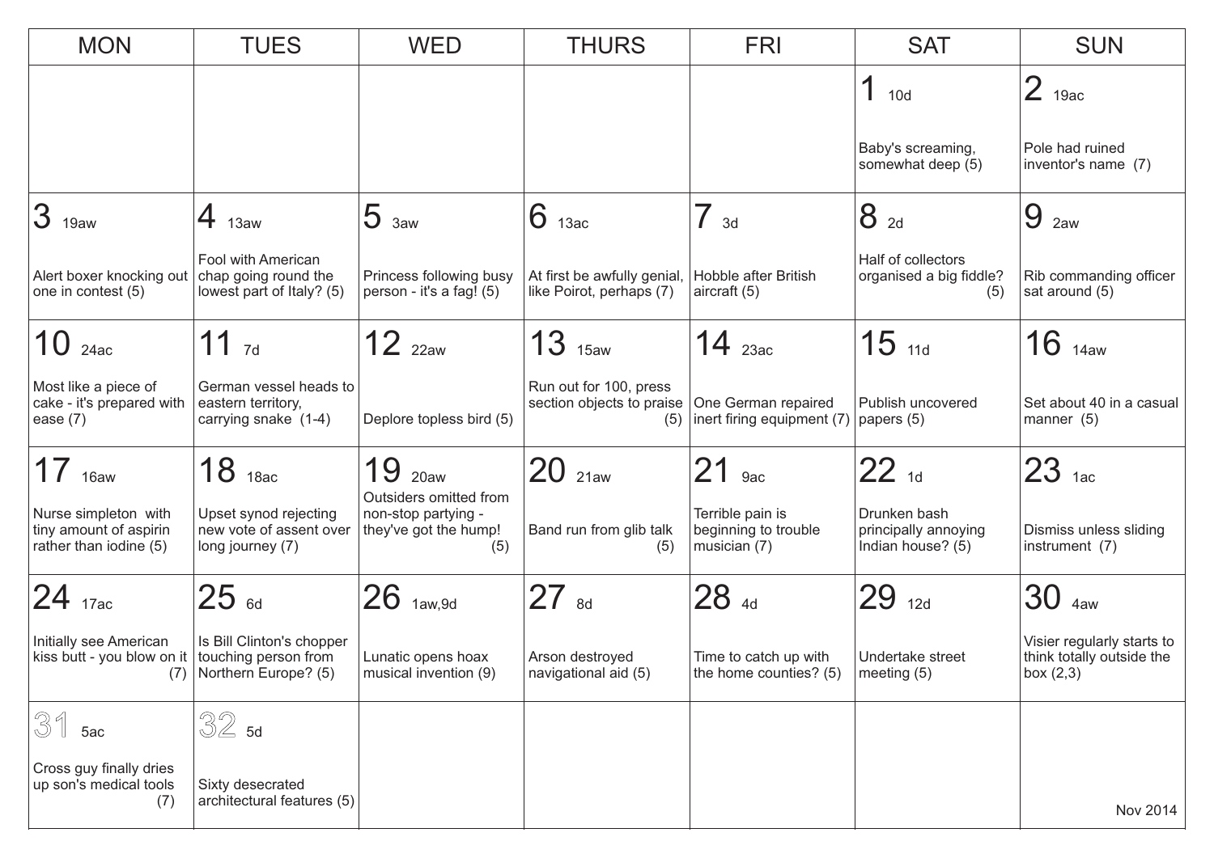| MON | TUES | WED | THURS | FRI | SAT | SUN |
|---|---|---|---|---|---|---|
| | | | | | 1 10d<br>Baby's screaming, somewhat deep (5) | 2 19ac<br>Pole had ruined inventor's name (7) |
| 3 19aw<br>Alert boxer knocking out one in contest (5) | 4 13aw<br>Fool with American chap going round the lowest part of Italy? (5) | 5 3aw<br>Princess following busy person - it's a fag! (5) | 6 13ac<br>At first be awfully genial, like Poirot, perhaps (7) | 7 3d<br>Hobble after British aircraft (5) | 8 2d<br>Half of collectors organised a big fiddle? (5) | 9 2aw<br>Rib commanding officer sat around (5) |
| 10 24ac<br>Most like a piece of cake - it's prepared with ease (7) | 11 7d<br>German vessel heads to eastern territory, carrying snake (1-4) | 12 22aw<br>Deplore topless bird (5) | 13 15aw<br>Run out for 100, press section objects to praise (5) | 14 23ac<br>One German repaired inert firing equipment (7) | 15 11d<br>Publish uncovered papers (5) | 16 14aw<br>Set about 40 in a casual manner (5) |
| 17 16aw<br>Nurse simpleton with tiny amount of aspirin rather than iodine (5) | 18 18ac<br>Upset synod rejecting new vote of assent over long journey (7) | 19 20aw<br>Outsiders omitted from non-stop partying - they've got the hump! (5) | 20 21aw<br>Band run from glib talk (5) | 21 9ac<br>Terrible pain is beginning to trouble musician (7) | 22 1d<br>Drunken bash principally annoying Indian house? (5) | 23 1ac<br>Dismiss unless sliding instrument (7) |
| 24 17ac<br>Initially see American kiss butt - you blow on it (7) | 25 6d<br>Is Bill Clinton's chopper touching person from Northern Europe? (5) | 26 1aw,9d<br>Lunatic opens hoax musical invention (9) | 27 8d<br>Arson destroyed navigational aid (5) | 28 4d<br>Time to catch up with the home counties? (5) | 29 12d<br>Undertake street meeting (5) | 30 4aw<br>Visier regularly starts to think totally outside the box (2,3) |
| 31 5ac<br>Cross guy finally dries up son's medical tools (7) | 32 5d<br>Sixty desecrated architectural features (5) | | | | | Nov 2014 |